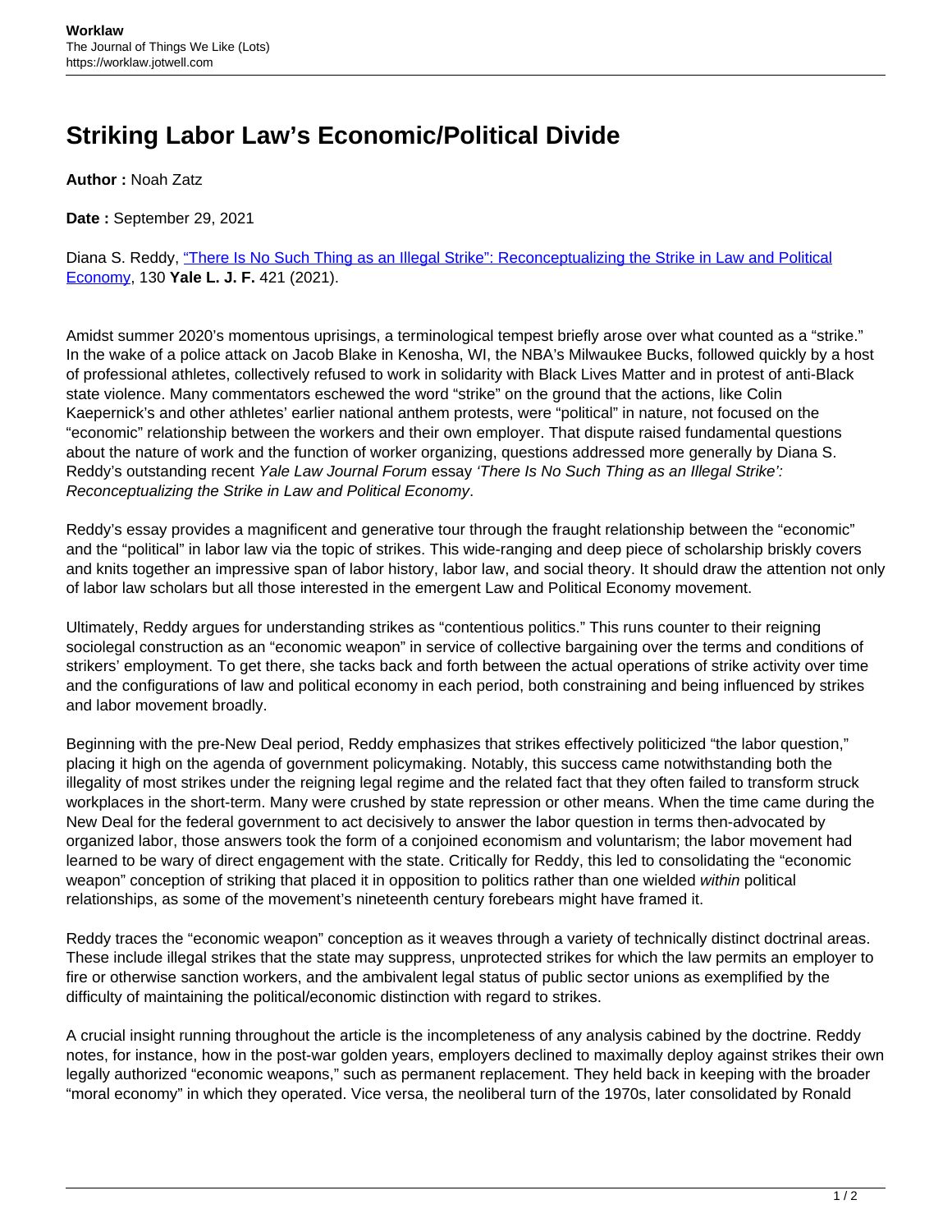# Striking Labor Law's Economic/Political Divide

**Author :** Noah Zatz

**Date :** September 29, 2021

Diana S. Reddy, ["There Is No Such Thing as an Illegal Strike": Reconceptualizing the Strike in Law and Political Economy](), 130 **Yale L. J. F.** 421 (2021).

Amidst summer 2020's momentous uprisings, a terminological tempest briefly arose over what counted as a "strike." In the wake of a police attack on Jacob Blake in Kenosha, WI, the NBA's Milwaukee Bucks, followed quickly by a host of professional athletes, collectively refused to work in solidarity with Black Lives Matter and in protest of anti-Black state violence. Many commentators eschewed the word "strike" on the ground that the actions, like Colin Kaepernick's and other athletes' earlier national anthem protests, were "political" in nature, not focused on the "economic" relationship between the workers and their own employer. That dispute raised fundamental questions about the nature of work and the function of worker organizing, questions addressed more generally by Diana S. Reddy's outstanding recent *Yale Law Journal Forum* essay *'There Is No Such Thing as an Illegal Strike': Reconceptualizing the Strike in Law and Political Economy*.

Reddy's essay provides a magnificent and generative tour through the fraught relationship between the "economic" and the "political" in labor law via the topic of strikes. This wide-ranging and deep piece of scholarship briskly covers and knits together an impressive span of labor history, labor law, and social theory. It should draw the attention not only of labor law scholars but all those interested in the emergent Law and Political Economy movement.

Ultimately, Reddy argues for understanding strikes as "contentious politics." This runs counter to their reigning sociolegal construction as an "economic weapon" in service of collective bargaining over the terms and conditions of strikers' employment. To get there, she tacks back and forth between the actual operations of strike activity over time and the configurations of law and political economy in each period, both constraining and being influenced by strikes and labor movement broadly.

Beginning with the pre-New Deal period, Reddy emphasizes that strikes effectively politicized "the labor question," placing it high on the agenda of government policymaking. Notably, this success came notwithstanding both the illegality of most strikes under the reigning legal regime and the related fact that they often failed to transform struck workplaces in the short-term. Many were crushed by state repression or other means. When the time came during the New Deal for the federal government to act decisively to answer the labor question in terms then-advocated by organized labor, those answers took the form of a conjoined economism and voluntarism; the labor movement had learned to be wary of direct engagement with the state. Critically for Reddy, this led to consolidating the "economic weapon" conception of striking that placed it in opposition to politics rather than one wielded *within* political relationships, as some of the movement's nineteenth century forebears might have framed it.

Reddy traces the "economic weapon" conception as it weaves through a variety of technically distinct doctrinal areas. These include illegal strikes that the state may suppress, unprotected strikes for which the law permits an employer to fire or otherwise sanction workers, and the ambivalent legal status of public sector unions as exemplified by the difficulty of maintaining the political/economic distinction with regard to strikes.

A crucial insight running throughout the article is the incompleteness of any analysis cabined by the doctrine. Reddy notes, for instance, how in the post-war golden years, employers declined to maximally deploy against strikes their own legally authorized "economic weapons," such as permanent replacement. They held back in keeping with the broader "moral economy" in which they operated. Vice versa, the neoliberal turn of the 1970s, later consolidated by Ronald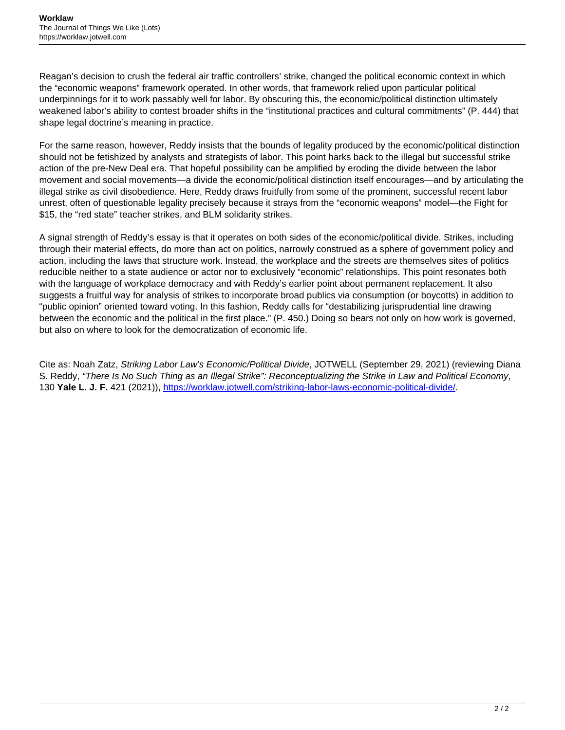Reagan's decision to crush the federal air traffic controllers' strike, changed the political economic context in which the "economic weapons" framework operated. In other words, that framework relied upon particular political underpinnings for it to work passably well for labor. By obscuring this, the economic/political distinction ultimately weakened labor's ability to contest broader shifts in the "institutional practices and cultural commitments" (P. 444) that shape legal doctrine's meaning in practice.

For the same reason, however, Reddy insists that the bounds of legality produced by the economic/political distinction should not be fetishized by analysts and strategists of labor. This point harks back to the illegal but successful strike action of the pre-New Deal era. That hopeful possibility can be amplified by eroding the divide between the labor movement and social movements—a divide the economic/political distinction itself encourages—and by articulating the illegal strike as civil disobedience. Here, Reddy draws fruitfully from some of the prominent, successful recent labor unrest, often of questionable legality precisely because it strays from the "economic weapons" model—the Fight for $15, the "red state" teacher strikes, and BLM solidarity strikes.

A signal strength of Reddy's essay is that it operates on both sides of the economic/political divide. Strikes, including through their material effects, do more than act on politics, narrowly construed as a sphere of government policy and action, including the laws that structure work. Instead, the workplace and the streets are themselves sites of politics reducible neither to a state audience or actor nor to exclusively "economic" relationships. This point resonates both with the language of workplace democracy and with Reddy's earlier point about permanent replacement. It also suggests a fruitful way for analysis of strikes to incorporate broad publics via consumption (or boycotts) in addition to "public opinion" oriented toward voting. In this fashion, Reddy calls for "destabilizing jurisprudential line drawing between the economic and the political in the first place." (P. 450.) Doing so bears not only on how work is governed, but also on where to look for the democratization of economic life.

Cite as: Noah Zatz, *Striking Labor Law's Economic/Political Divide*, JOTWELL (September 29, 2021) (reviewing Diana S. Reddy, *"There Is No Such Thing as an Illegal Strike": Reconceptualizing the Strike in Law and Political Economy*, 130 **Yale L. J. F.** 421 (2021)), https://worklaw.jotwell.com/striking-labor-laws-economic-political-divide/.